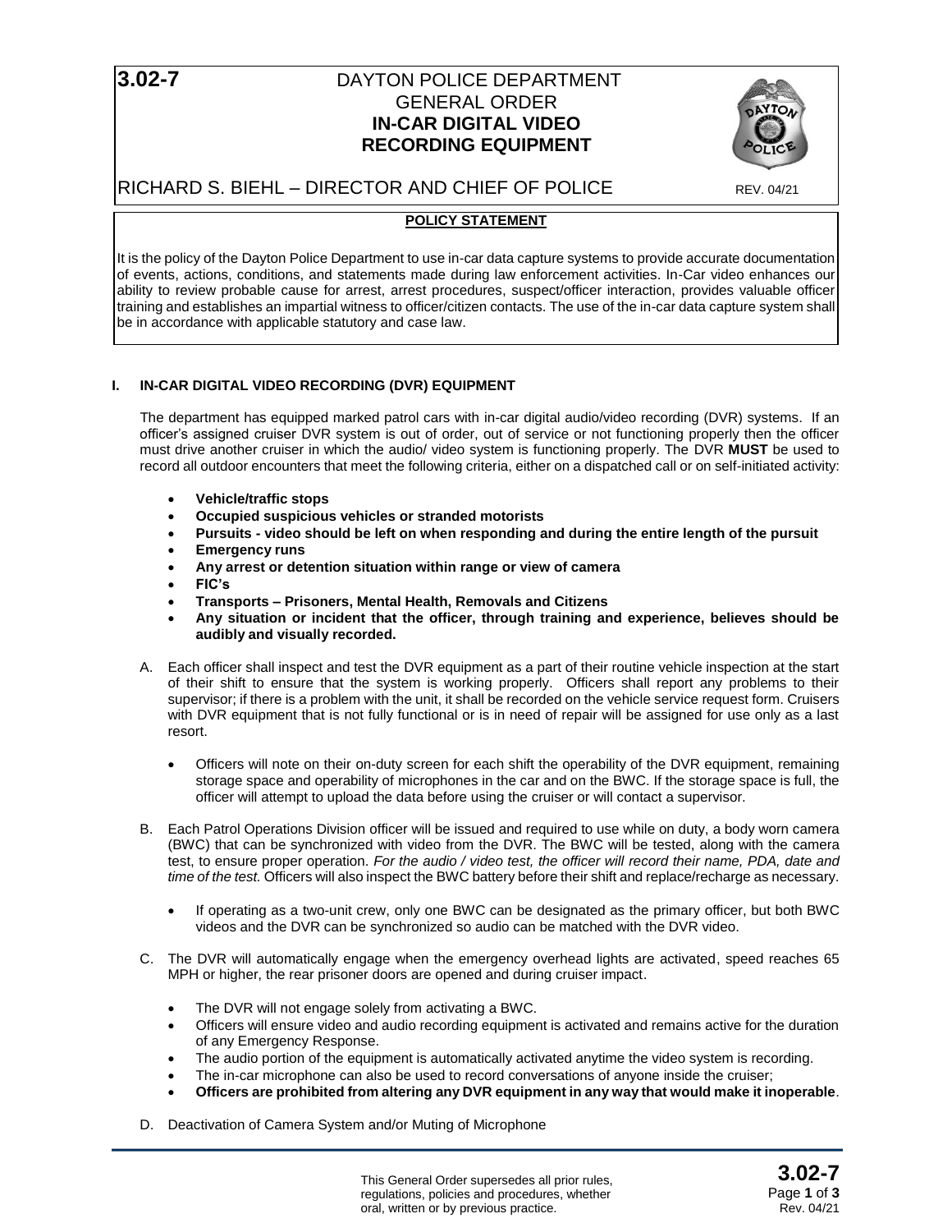# 3.02-7

## DAYTON POLICE DEPARTMENT
## GENERAL ORDER
## IN-CAR DIGITAL VIDEO RECORDING EQUIPMENT

RICHARD S. BIEHL – DIRECTOR AND CHIEF OF POLICE

REV. 04/21

**POLICY STATEMENT**

It is the policy of the Dayton Police Department to use in-car data capture systems to provide accurate documentation of events, actions, conditions, and statements made during law enforcement activities. In-Car video enhances our ability to review probable cause for arrest, arrest procedures, suspect/officer interaction, provides valuable officer training and establishes an impartial witness to officer/citizen contacts. The use of the in-car data capture system shall be in accordance with applicable statutory and case law.

## I. IN-CAR DIGITAL VIDEO RECORDING (DVR) EQUIPMENT

The department has equipped marked patrol cars with in-car digital audio/video recording (DVR) systems. If an officer's assigned cruiser DVR system is out of order, out of service or not functioning properly then the officer must drive another cruiser in which the audio/ video system is functioning properly. The DVR **MUST** be used to record all outdoor encounters that meet the following criteria, either on a dispatched call or on self-initiated activity:

- **Vehicle/traffic stops**
- **Occupied suspicious vehicles or stranded motorists**
- **Pursuits - video should be left on when responding and during the entire length of the pursuit**
- **Emergency runs**
- **Any arrest or detention situation within range or view of camera**
- **FIC's**
- **Transports – Prisoners, Mental Health, Removals and Citizens**
- **Any situation or incident that the officer, through training and experience, believes should be audibly and visually recorded.**

A. Each officer shall inspect and test the DVR equipment as a part of their routine vehicle inspection at the start of their shift to ensure that the system is working properly. Officers shall report any problems to their supervisor; if there is a problem with the unit, it shall be recorded on the vehicle service request form. Cruisers with DVR equipment that is not fully functional or is in need of repair will be assigned for use only as a last resort.

- Officers will note on their on-duty screen for each shift the operability of the DVR equipment, remaining storage space and operability of microphones in the car and on the BWC. If the storage space is full, the officer will attempt to upload the data before using the cruiser or will contact a supervisor.

B. Each Patrol Operations Division officer will be issued and required to use while on duty, a body worn camera (BWC) that can be synchronized with video from the DVR. The BWC will be tested, along with the camera test, to ensure proper operation. *For the audio / video test, the officer will record their name, PDA, date and time of the test.* Officers will also inspect the BWC battery before their shift and replace/recharge as necessary.

- If operating as a two-unit crew, only one BWC can be designated as the primary officer, but both BWC videos and the DVR can be synchronized so audio can be matched with the DVR video.

C. The DVR will automatically engage when the emergency overhead lights are activated, speed reaches 65 MPH or higher, the rear prisoner doors are opened and during cruiser impact.

- The DVR will not engage solely from activating a BWC.
- Officers will ensure video and audio recording equipment is activated and remains active for the duration of any Emergency Response.
- The audio portion of the equipment is automatically activated anytime the video system is recording.
- The in-car microphone can also be used to record conversations of anyone inside the cruiser;
- **Officers are prohibited from altering any DVR equipment in any way that would make it inoperable**.

D. Deactivation of Camera System and/or Muting of Microphone

This General Order supersedes all prior rules, regulations, policies and procedures, whether oral, written or by previous practice.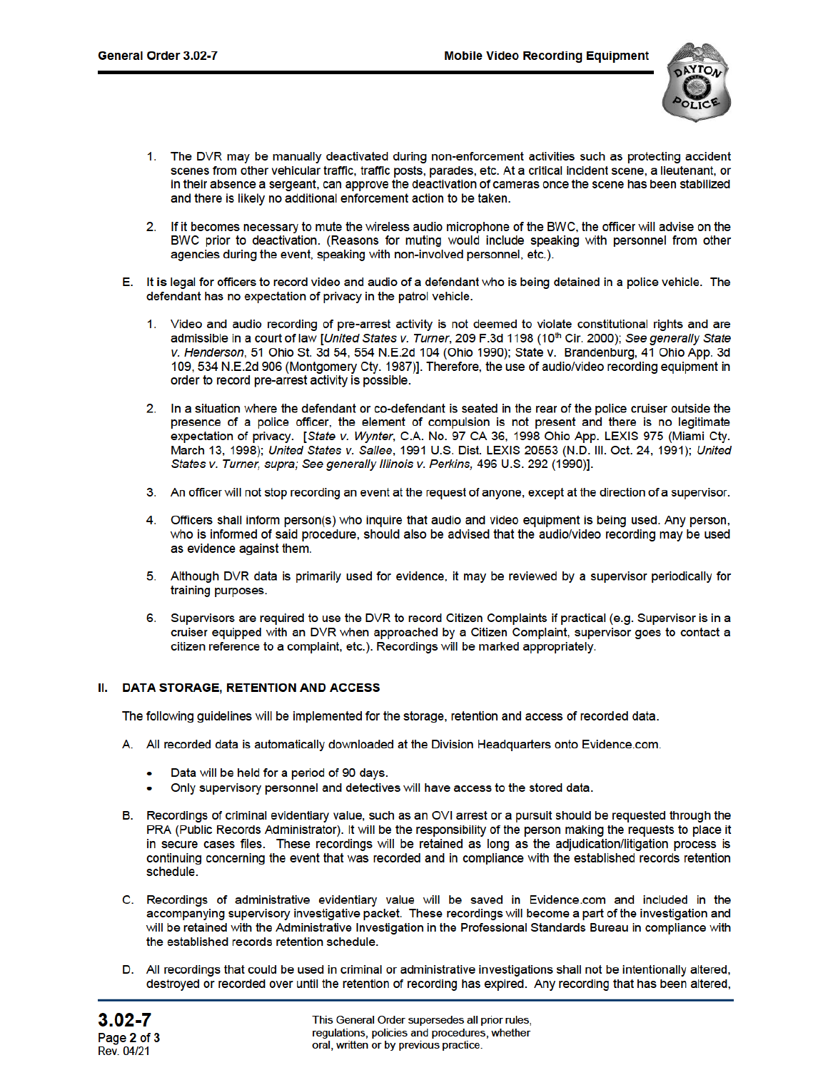1. The DVR may be manually deactivated during non-enforcement activities such as protecting accident scenes from other vehicular traffic, traffic posts, parades, etc. At a critical incident scene, a lieutenant, or in their absence a sergeant, can approve the deactivation of cameras once the scene has been stabilized and there is likely no additional enforcement action to be taken.

2. If it becomes necessary to mute the wireless audio microphone of the BWC, the officer will advise on the BWC prior to deactivation. (Reasons for muting would include speaking with personnel from other agencies during the event, speaking with non-involved personnel, etc.).

E. It is legal for officers to record video and audio of a defendant who is being detained in a police vehicle. The defendant has no expectation of privacy in the patrol vehicle.

1. Video and audio recording of pre-arrest activity is not deemed to violate constitutional rights and are admissible in a court of law [*United States v. Turner*, 209 F.3d 1198 (10th Cir. 2000); *See generally State v. Henderson*, 51 Ohio St. 3d 54, 554 N.E.2d 104 (Ohio 1990); State v. Brandenburg, 41 Ohio App. 3d 109, 534 N.E.2d 906 (Montgomery Cty. 1987)]. Therefore, the use of audio/video recording equipment in order to record pre-arrest activity is possible.

2. In a situation where the defendant or co-defendant is seated in the rear of the police cruiser outside the presence of a police officer, the element of compulsion is not present and there is no legitimate expectation of privacy. [*State v. Wynter*, C.A. No. 97 CA 36, 1998 Ohio App. LEXIS 975 (Miami Cty. March 13, 1998); *United States v. Sallee*, 1991 U.S. Dist. LEXIS 20553 (N.D. Ill. Oct. 24, 1991); *United States v. Turner, supra; See generally Illinois v. Perkins,* 496 U.S. 292 (1990)].

3. An officer will not stop recording an event at the request of anyone, except at the direction of a supervisor.

4. Officers shall inform person(s) who inquire that audio and video equipment is being used. Any person, who is informed of said procedure, should also be advised that the audio/video recording may be used as evidence against them.

5. Although DVR data is primarily used for evidence, it may be reviewed by a supervisor periodically for training purposes.

6. Supervisors are required to use the DVR to record Citizen Complaints if practical (e.g. Supervisor is in a cruiser equipped with an DVR when approached by a Citizen Complaint, supervisor goes to contact a citizen reference to a complaint, etc.). Recordings will be marked appropriately.

## II. DATA STORAGE, RETENTION AND ACCESS

The following guidelines will be implemented for the storage, retention and access of recorded data.

A. All recorded data is automatically downloaded at the Division Headquarters onto Evidence.com.

- Data will be held for a period of 90 days.
- Only supervisory personnel and detectives will have access to the stored data.

B. Recordings of criminal evidentiary value, such as an OVI arrest or a pursuit should be requested through the PRA (Public Records Administrator). It will be the responsibility of the person making the requests to place it in secure cases files. These recordings will be retained as long as the adjudication/litigation process is continuing concerning the event that was recorded and in compliance with the established records retention schedule.

C. Recordings of administrative evidentiary value will be saved in Evidence.com and included in the accompanying supervisory investigative packet. These recordings will become a part of the investigation and will be retained with the Administrative Investigation in the Professional Standards Bureau in compliance with the established records retention schedule.

D. All recordings that could be used in criminal or administrative investigations shall not be intentionally altered, destroyed or recorded over until the retention of recording has expired. Any recording that has been altered,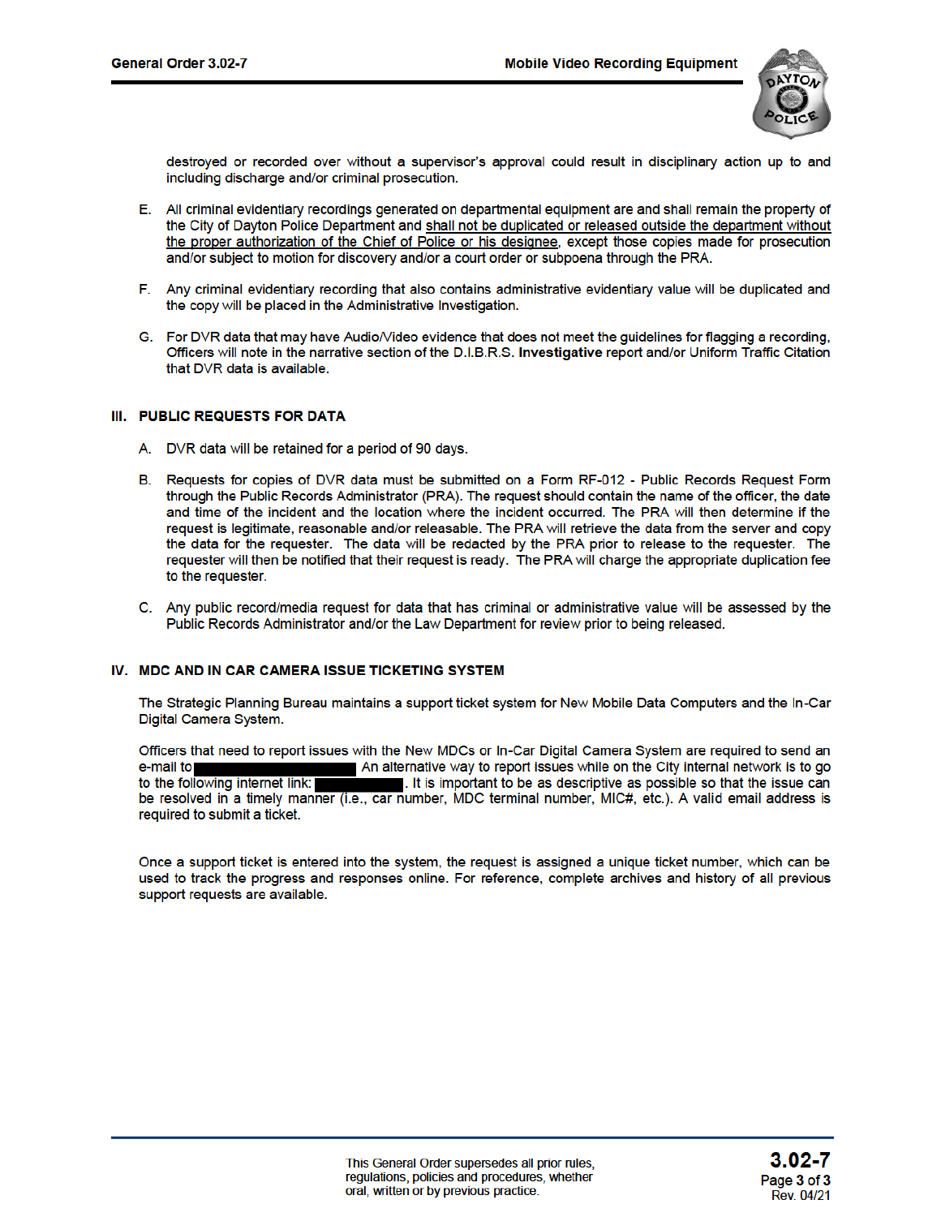destroyed or recorded over without a supervisor's approval could result in disciplinary action up to and including discharge and/or criminal prosecution.

E. All criminal evidentiary recordings generated on departmental equipment are and shall remain the property of the City of Dayton Police Department and <u>shall not be duplicated or released outside the department without the proper authorization of the Chief of Police or his designee</u>, except those copies made for prosecution and/or subject to motion for discovery and/or a court order or subpoena through the PRA.

F. Any criminal evidentiary recording that also contains administrative evidentiary value will be duplicated and the copy will be placed in the Administrative Investigation.

G. For DVR data that may have Audio/Video evidence that does not meet the guidelines for flagging a recording, Officers will note in the narrative section of the D.I.B.R.S. **Investigative** report and/or Uniform Traffic Citation that DVR data is available.

## III. PUBLIC REQUESTS FOR DATA

A. DVR data will be retained for a period of 90 days.

B. Requests for copies of DVR data must be submitted on a Form RF-012 - Public Records Request Form through the Public Records Administrator (PRA). The request should contain the name of the officer, the date and time of the incident and the location where the incident occurred. The PRA will then determine if the request is legitimate, reasonable and/or releasable. The PRA will retrieve the data from the server and copy the data for the requester. The data will be redacted by the PRA prior to release to the requester. The requester will then be notified that their request is ready. The PRA will charge the appropriate duplication fee to the requester.

C. Any public record/media request for data that has criminal or administrative value will be assessed by the Public Records Administrator and/or the Law Department for review prior to being released.

## IV. MDC AND IN CAR CAMERA ISSUE TICKETING SYSTEM

The Strategic Planning Bureau maintains a support ticket system for New Mobile Data Computers and the In-Car Digital Camera System.

Officers that need to report issues with the New MDCs or In-Car Digital Camera System are required to send an e-mail to [REDACTED] An alternative way to report issues while on the City internal network is to go to the following internet link: [REDACTED]. It is important to be as descriptive as possible so that the issue can be resolved in a timely manner (i.e., car number, MDC terminal number, MIC#, etc.). A valid email address is required to submit a ticket.

Once a support ticket is entered into the system, the request is assigned a unique ticket number, which can be used to track the progress and responses online. For reference, complete archives and history of all previous support requests are available.

This General Order supersedes all prior rules, regulations, policies and procedures, whether oral, written or by previous practice.